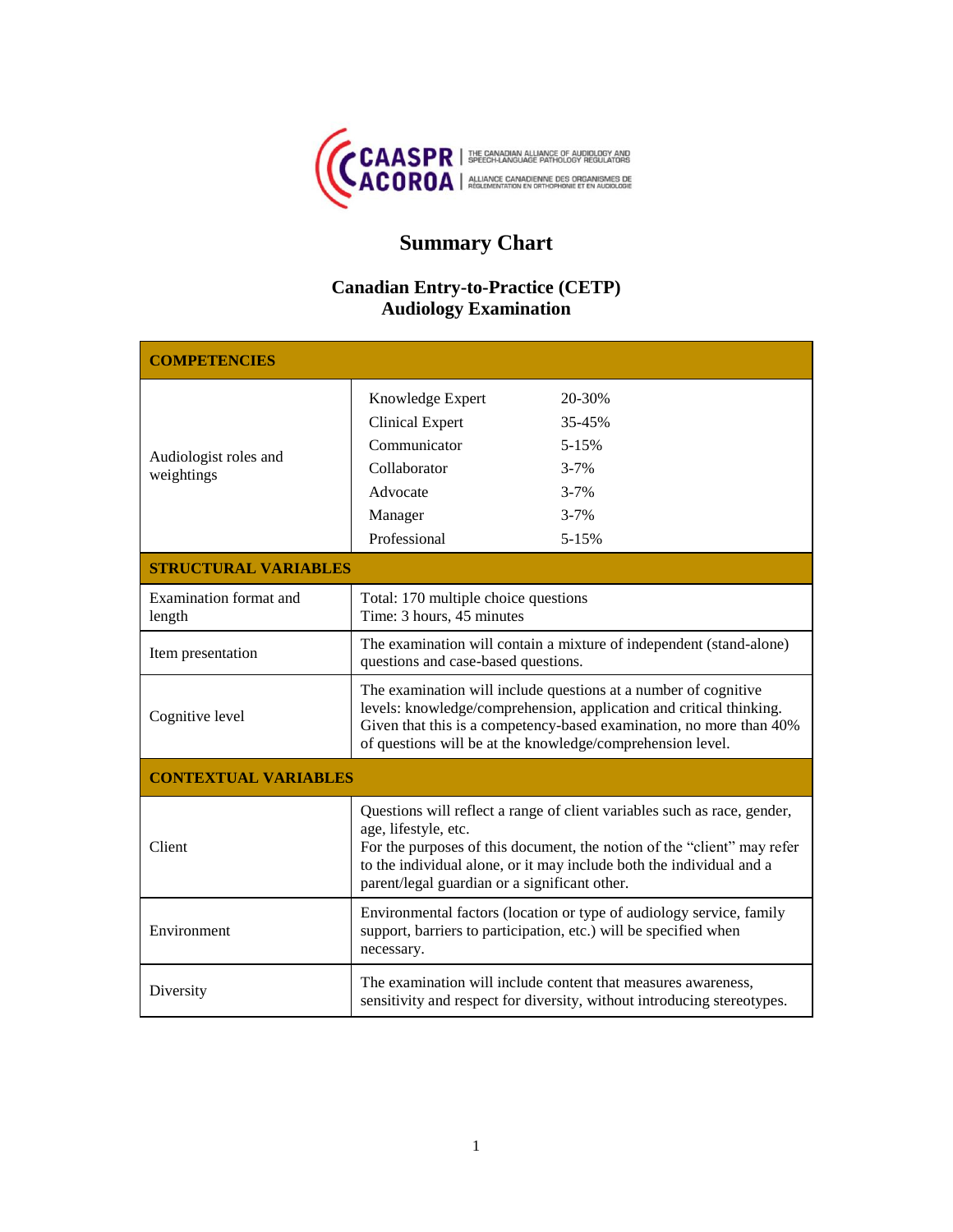CAASPR | THE CANADIAN ALLIANCE OF AUDIOLOGY AND SPEECH-LANGUAGE PATHOLOGY REGULATORS
ACOROA | ALLIANCE CANADIENNE DES ORGANISMES DE RÉGLEMENTATION EN ORTHOPHONIE ET EN AUDIOLOGIE

# Summary Chart

## Canadian Entry-to-Practice (CETP) Audiology Examination

| **COMPETENCIES** | |
|---|---|
| Audiologist roles and weightings | Knowledge Expert 20-30%<br>Clinical Expert 35-45%<br>Communicator 5-15%<br>Collaborator 3-7%<br>Advocate 3-7%<br>Manager 3-7%<br>Professional 5-15% |
| **STRUCTURAL VARIABLES** | |
| Examination format and length | Total: 170 multiple choice questions<br>Time: 3 hours, 45 minutes |
| Item presentation | The examination will contain a mixture of independent (stand-alone) questions and case-based questions. |
| Cognitive level | The examination will include questions at a number of cognitive levels: knowledge/comprehension, application and critical thinking. Given that this is a competency-based examination, no more than 40% of questions will be at the knowledge/comprehension level. |
| **CONTEXTUAL VARIABLES** | |
| Client | Questions will reflect a range of client variables such as race, gender, age, lifestyle, etc.<br>For the purposes of this document, the notion of the "client" may refer to the individual alone, or it may include both the individual and a parent/legal guardian or a significant other. |
| Environment | Environmental factors (location or type of audiology service, family support, barriers to participation, etc.) will be specified when necessary. |
| Diversity | The examination will include content that measures awareness, sensitivity and respect for diversity, without introducing stereotypes. |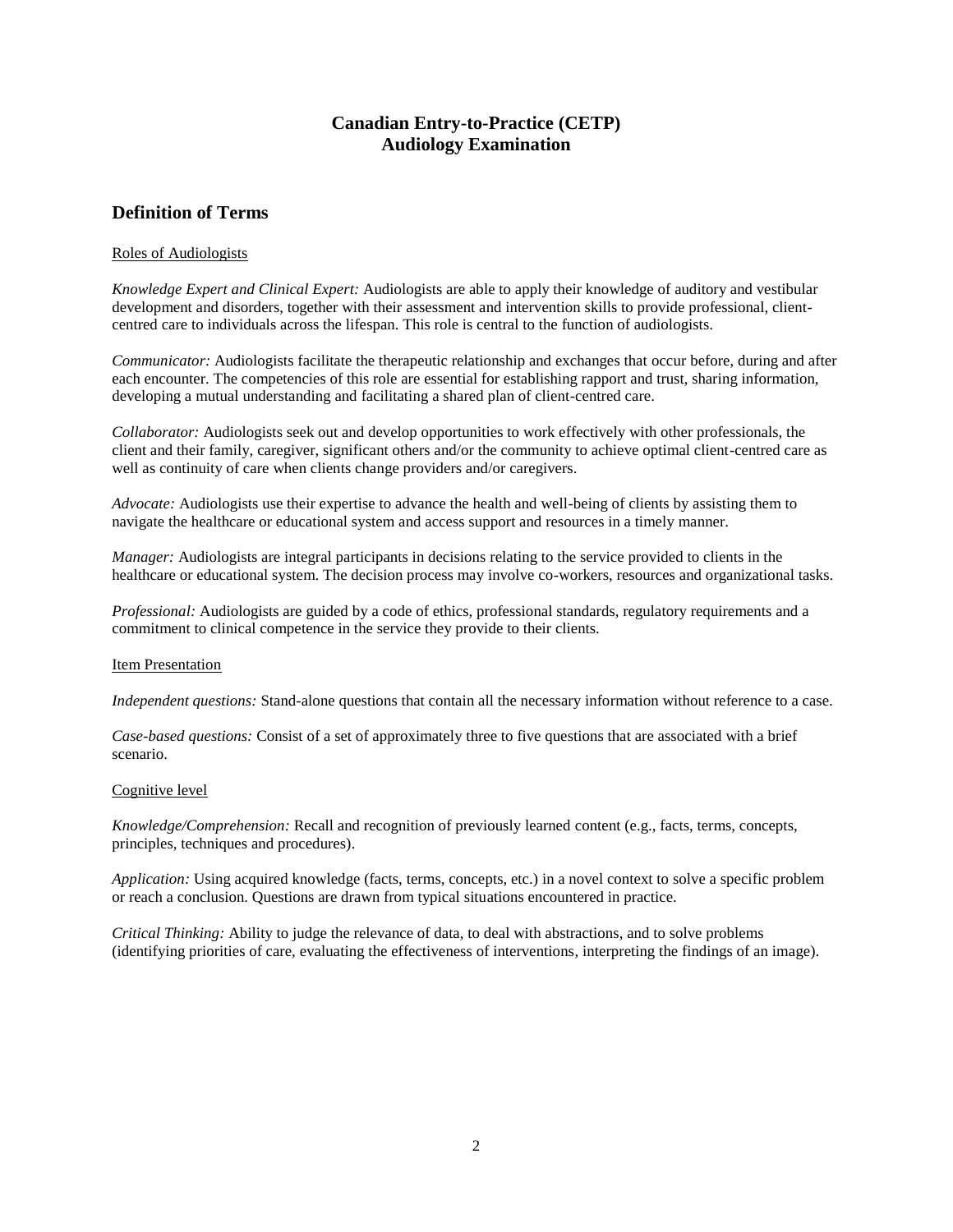# Canadian Entry-to-Practice (CETP) Audiology Examination

## Definition of Terms

Roles of Audiologists

*Knowledge Expert and Clinical Expert:* Audiologists are able to apply their knowledge of auditory and vestibular development and disorders, together with their assessment and intervention skills to provide professional, client-centred care to individuals across the lifespan. This role is central to the function of audiologists.

*Communicator:* Audiologists facilitate the therapeutic relationship and exchanges that occur before, during and after each encounter. The competencies of this role are essential for establishing rapport and trust, sharing information, developing a mutual understanding and facilitating a shared plan of client-centred care.

*Collaborator:* Audiologists seek out and develop opportunities to work effectively with other professionals, the client and their family, caregiver, significant others and/or the community to achieve optimal client-centred care as well as continuity of care when clients change providers and/or caregivers.

*Advocate:* Audiologists use their expertise to advance the health and well-being of clients by assisting them to navigate the healthcare or educational system and access support and resources in a timely manner.

*Manager:* Audiologists are integral participants in decisions relating to the service provided to clients in the healthcare or educational system. The decision process may involve co-workers, resources and organizational tasks.

*Professional:* Audiologists are guided by a code of ethics, professional standards, regulatory requirements and a commitment to clinical competence in the service they provide to their clients.

Item Presentation

*Independent questions:* Stand-alone questions that contain all the necessary information without reference to a case.

*Case-based questions:* Consist of a set of approximately three to five questions that are associated with a brief scenario.

Cognitive level

*Knowledge/Comprehension:* Recall and recognition of previously learned content (e.g., facts, terms, concepts, principles, techniques and procedures).

*Application:* Using acquired knowledge (facts, terms, concepts, etc.) in a novel context to solve a specific problem or reach a conclusion. Questions are drawn from typical situations encountered in practice.

*Critical Thinking:* Ability to judge the relevance of data, to deal with abstractions, and to solve problems (identifying priorities of care, evaluating the effectiveness of interventions, interpreting the findings of an image).